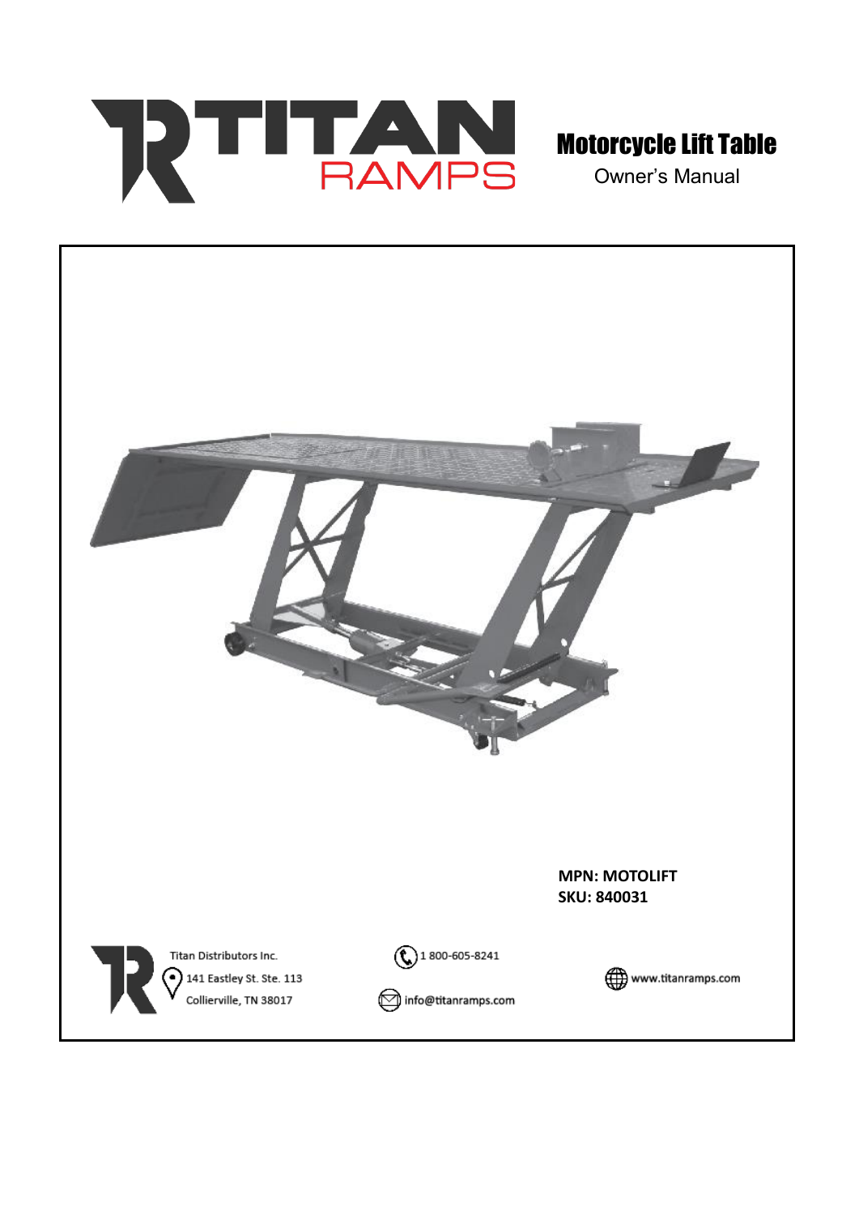# TITAN RAMPS

## Motorcycle Lift Table

Owner's Manual

**MPN: MOTOLIFT**
**SKU: 840031**

Titan Distributors Inc.
141 Eastley St. Ste. 113
Collierville, TN 38017

1 800-605-8241

info@titanramps.com

www.titanramps.com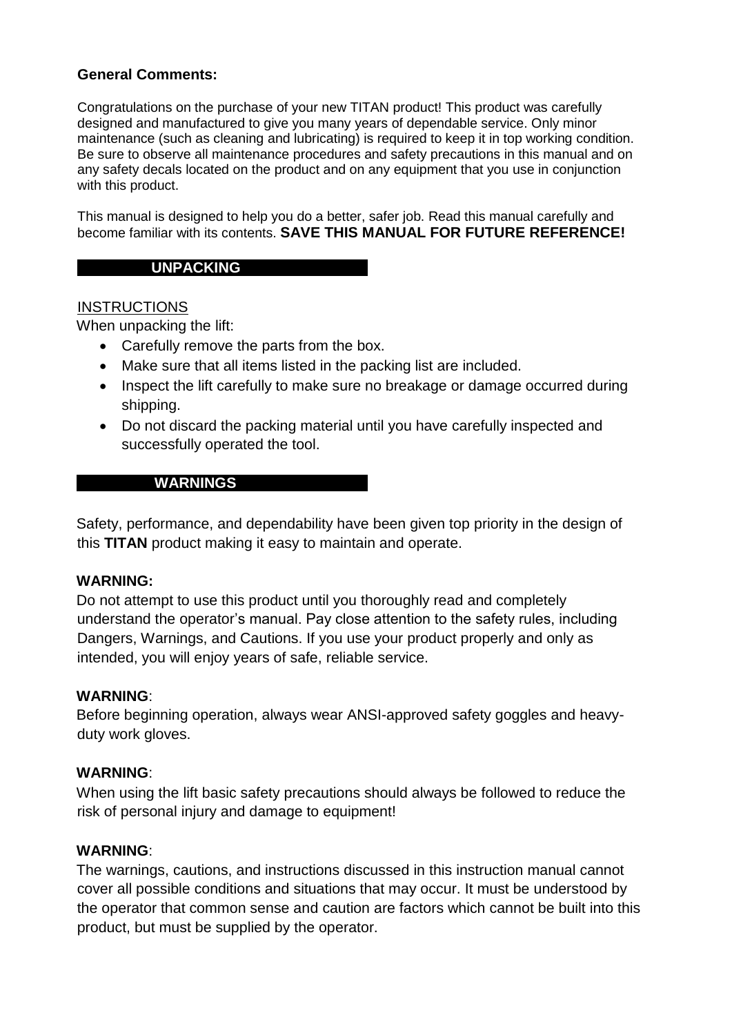**General Comments:**

Congratulations on the purchase of your new TITAN product! This product was carefully designed and manufactured to give you many years of dependable service. Only minor maintenance (such as cleaning and lubricating) is required to keep it in top working condition. Be sure to observe all maintenance procedures and safety precautions in this manual and on any safety decals located on the product and on any equipment that you use in conjunction with this product.

This manual is designed to help you do a better, safer job. Read this manual carefully and become familiar with its contents. **SAVE THIS MANUAL FOR FUTURE REFERENCE!**

## UNPACKING

INSTRUCTIONS

When unpacking the lift:

- Carefully remove the parts from the box.
- Make sure that all items listed in the packing list are included.
- Inspect the lift carefully to make sure no breakage or damage occurred during shipping.
- Do not discard the packing material until you have carefully inspected and successfully operated the tool.

## WARNINGS

Safety, performance, and dependability have been given top priority in the design of this **TITAN** product making it easy to maintain and operate.

**WARNING:**

Do not attempt to use this product until you thoroughly read and completely understand the operator's manual. Pay close attention to the safety rules, including Dangers, Warnings, and Cautions. If you use your product properly and only as intended, you will enjoy years of safe, reliable service.

**WARNING**:

Before beginning operation, always wear ANSI-approved safety goggles and heavy-duty work gloves.

**WARNING**:

When using the lift basic safety precautions should always be followed to reduce the risk of personal injury and damage to equipment!

**WARNING**:

The warnings, cautions, and instructions discussed in this instruction manual cannot cover all possible conditions and situations that may occur. It must be understood by the operator that common sense and caution are factors which cannot be built into this product, but must be supplied by the operator.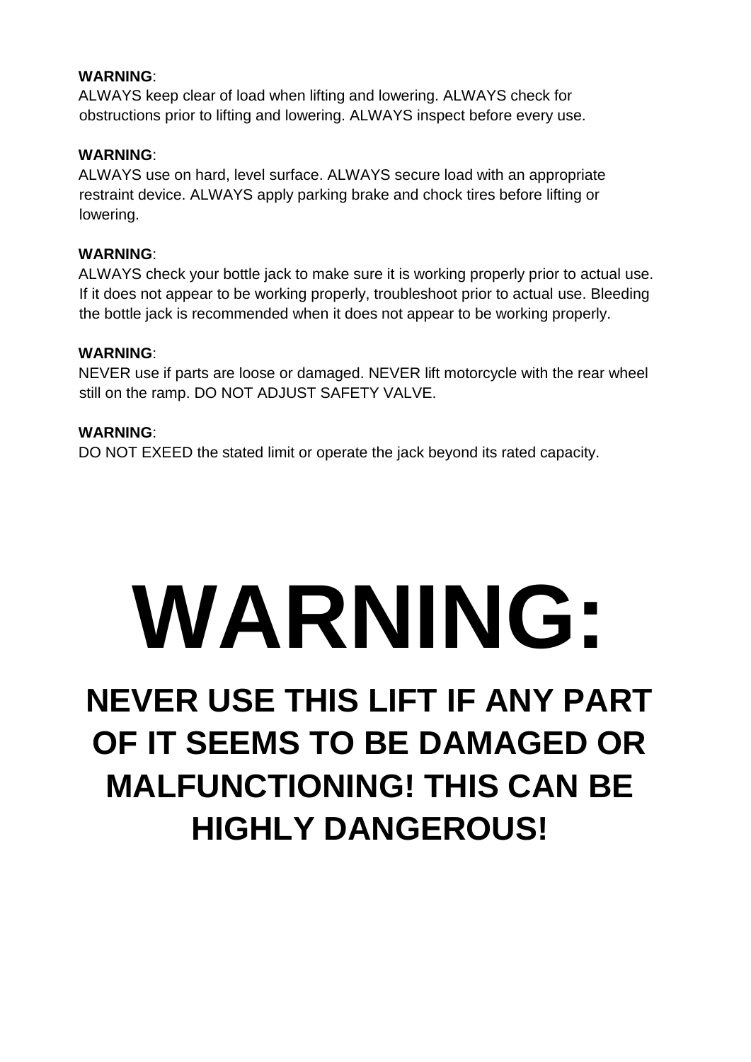**WARNING**:
ALWAYS keep clear of load when lifting and lowering. ALWAYS check for obstructions prior to lifting and lowering. ALWAYS inspect before every use.

**WARNING**:
ALWAYS use on hard, level surface. ALWAYS secure load with an appropriate restraint device. ALWAYS apply parking brake and chock tires before lifting or lowering.

**WARNING**:
ALWAYS check your bottle jack to make sure it is working properly prior to actual use. If it does not appear to be working properly, troubleshoot prior to actual use. Bleeding the bottle jack is recommended when it does not appear to be working properly.

**WARNING**:
NEVER use if parts are loose or damaged. NEVER lift motorcycle with the rear wheel still on the ramp. DO NOT ADJUST SAFETY VALVE.

**WARNING**:
DO NOT EXEED the stated limit or operate the jack beyond its rated capacity.

# WARNING:

## NEVER USE THIS LIFT IF ANY PART OF IT SEEMS TO BE DAMAGED OR MALFUNCTIONING! THIS CAN BE HIGHLY DANGEROUS!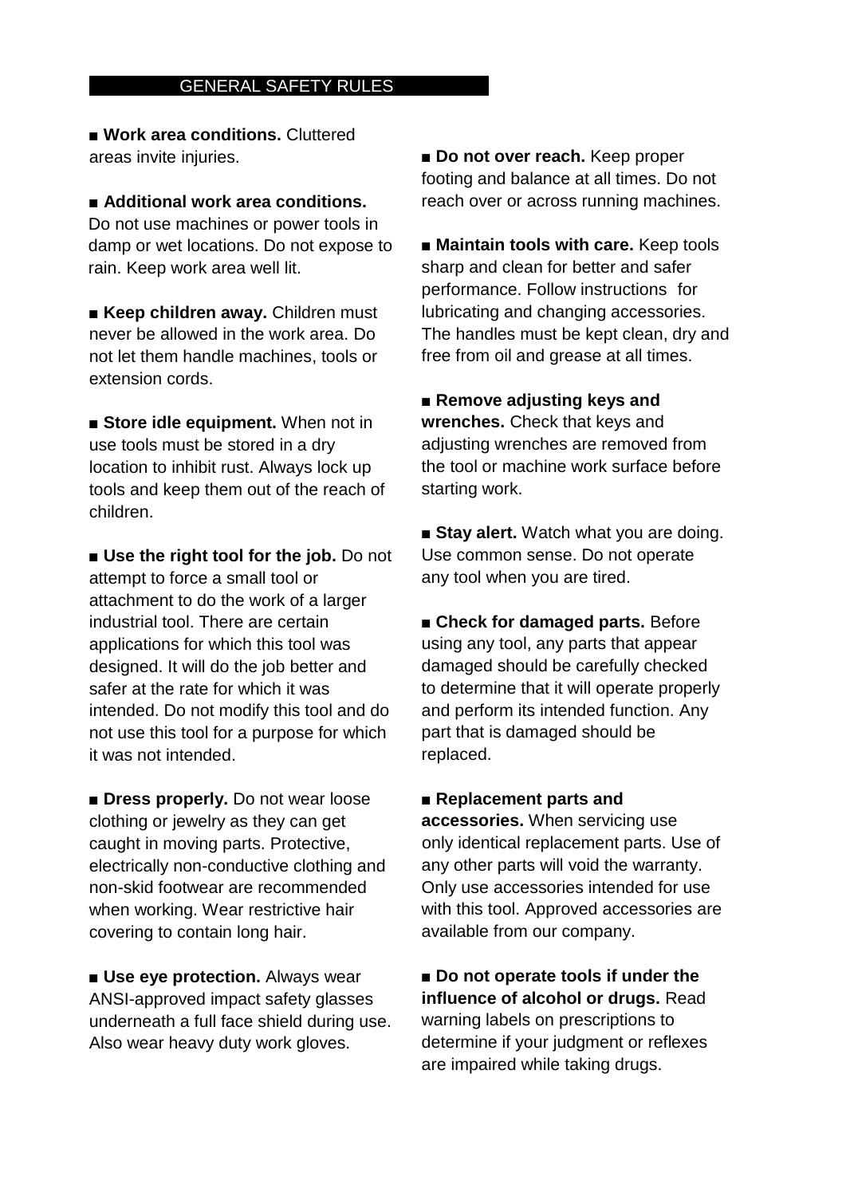## GENERAL SAFETY RULES

■ **Work area conditions.** Cluttered areas invite injuries.

■ **Additional work area conditions.** Do not use machines or power tools in damp or wet locations. Do not expose to rain. Keep work area well lit.

■ **Keep children away.** Children must never be allowed in the work area. Do not let them handle machines, tools or extension cords.

■ **Store idle equipment.** When not in use tools must be stored in a dry location to inhibit rust. Always lock up tools and keep them out of the reach of children.

■ **Use the right tool for the job.** Do not attempt to force a small tool or attachment to do the work of a larger industrial tool. There are certain applications for which this tool was designed. It will do the job better and safer at the rate for which it was intended. Do not modify this tool and do not use this tool for a purpose for which it was not intended.

■ **Dress properly.** Do not wear loose clothing or jewelry as they can get caught in moving parts. Protective, electrically non-conductive clothing and non-skid footwear are recommended when working. Wear restrictive hair covering to contain long hair.

■ **Use eye protection.** Always wear ANSI-approved impact safety glasses underneath a full face shield during use. Also wear heavy duty work gloves.

■ **Do not over reach.** Keep proper footing and balance at all times. Do not reach over or across running machines.

■ **Maintain tools with care.** Keep tools sharp and clean for better and safer performance. Follow instructions for lubricating and changing accessories. The handles must be kept clean, dry and free from oil and grease at all times.

■ **Remove adjusting keys and wrenches.** Check that keys and adjusting wrenches are removed from the tool or machine work surface before starting work.

■ **Stay alert.** Watch what you are doing. Use common sense. Do not operate any tool when you are tired.

■ **Check for damaged parts.** Before using any tool, any parts that appear damaged should be carefully checked to determine that it will operate properly and perform its intended function. Any part that is damaged should be replaced.

■ **Replacement parts and accessories.** When servicing use only identical replacement parts. Use of any other parts will void the warranty. Only use accessories intended for use with this tool. Approved accessories are available from our company.

■ **Do not operate tools if under the influence of alcohol or drugs.** Read warning labels on prescriptions to determine if your judgment or reflexes are impaired while taking drugs.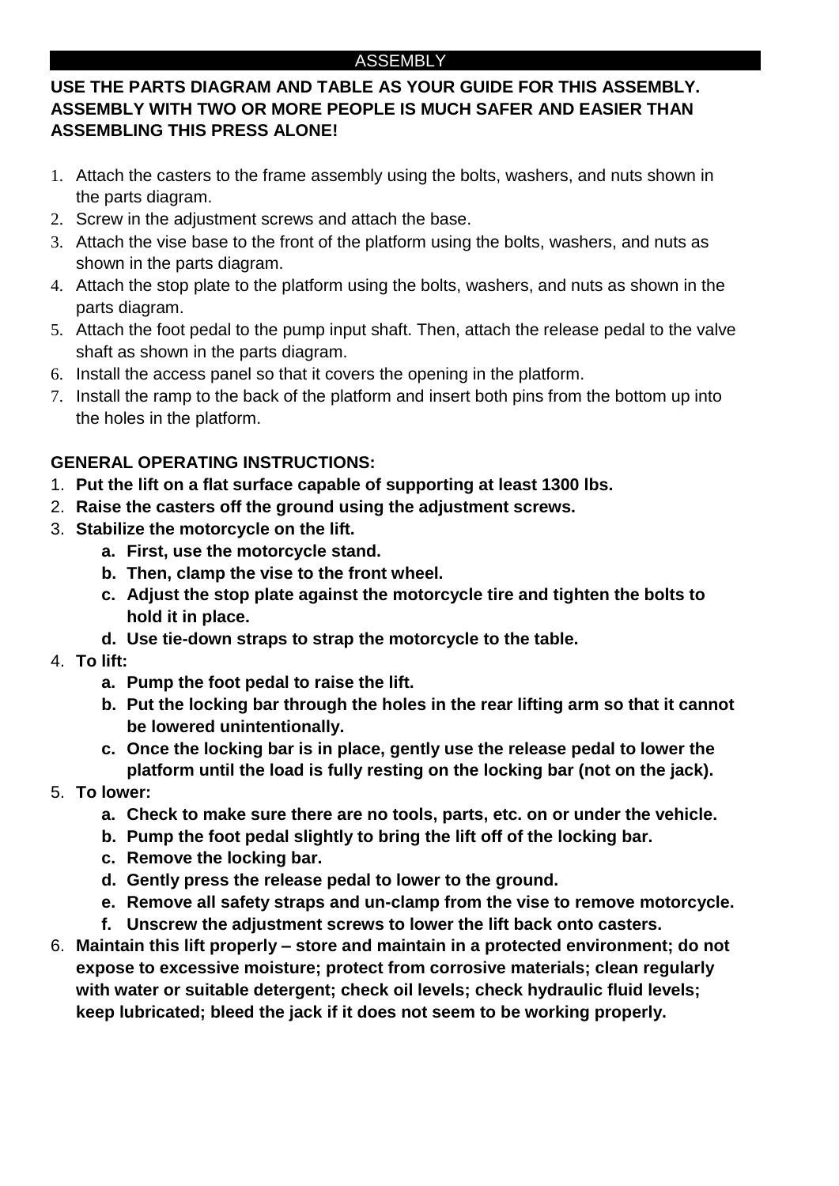## ASSEMBLY

**USE THE PARTS DIAGRAM AND TABLE AS YOUR GUIDE FOR THIS ASSEMBLY. ASSEMBLY WITH TWO OR MORE PEOPLE IS MUCH SAFER AND EASIER THAN ASSEMBLING THIS PRESS ALONE!**

1. Attach the casters to the frame assembly using the bolts, washers, and nuts shown in the parts diagram.
2. Screw in the adjustment screws and attach the base.
3. Attach the vise base to the front of the platform using the bolts, washers, and nuts as shown in the parts diagram.
4. Attach the stop plate to the platform using the bolts, washers, and nuts as shown in the parts diagram.
5. Attach the foot pedal to the pump input shaft. Then, attach the release pedal to the valve shaft as shown in the parts diagram.
6. Install the access panel so that it covers the opening in the platform.
7. Install the ramp to the back of the platform and insert both pins from the bottom up into the holes in the platform.

**GENERAL OPERATING INSTRUCTIONS:**

1. **Put the lift on a flat surface capable of supporting at least 1300 lbs.**
2. **Raise the casters off the ground using the adjustment screws.**
3. **Stabilize the motorcycle on the lift.**
   a. **First, use the motorcycle stand.**
   b. **Then, clamp the vise to the front wheel.**
   c. **Adjust the stop plate against the motorcycle tire and tighten the bolts to hold it in place.**
   d. **Use tie-down straps to strap the motorcycle to the table.**
4. **To lift:**
   a. **Pump the foot pedal to raise the lift.**
   b. **Put the locking bar through the holes in the rear lifting arm so that it cannot be lowered unintentionally.**
   c. **Once the locking bar is in place, gently use the release pedal to lower the platform until the load is fully resting on the locking bar (not on the jack).**
5. **To lower:**
   a. **Check to make sure there are no tools, parts, etc. on or under the vehicle.**
   b. **Pump the foot pedal slightly to bring the lift off of the locking bar.**
   c. **Remove the locking bar.**
   d. **Gently press the release pedal to lower to the ground.**
   e. **Remove all safety straps and un-clamp from the vise to remove motorcycle.**
   f. **Unscrew the adjustment screws to lower the lift back onto casters.**
6. **Maintain this lift properly – store and maintain in a protected environment; do not expose to excessive moisture; protect from corrosive materials; clean regularly with water or suitable detergent; check oil levels; check hydraulic fluid levels; keep lubricated; bleed the jack if it does not seem to be working properly.**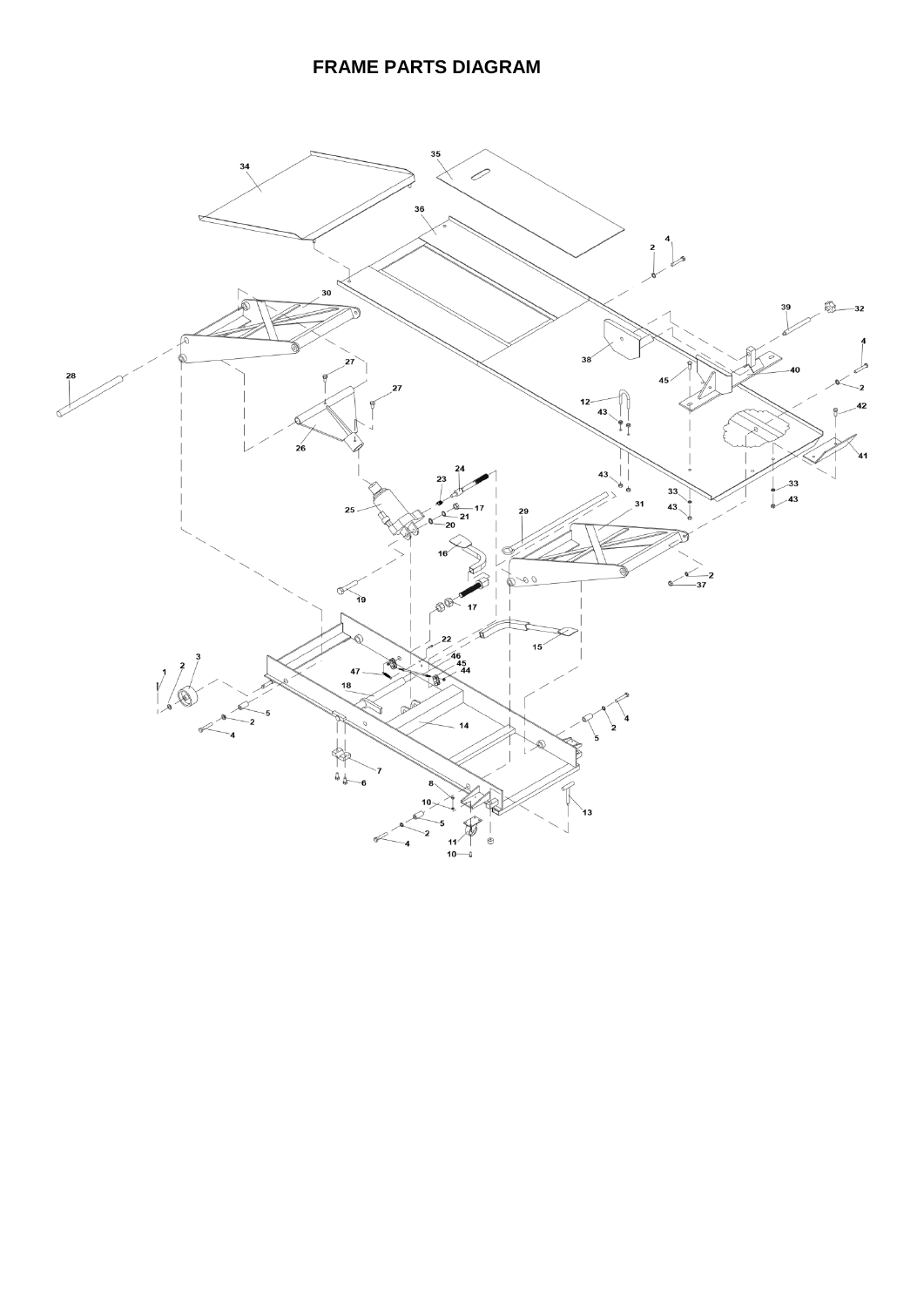# FRAME PARTS DIAGRAM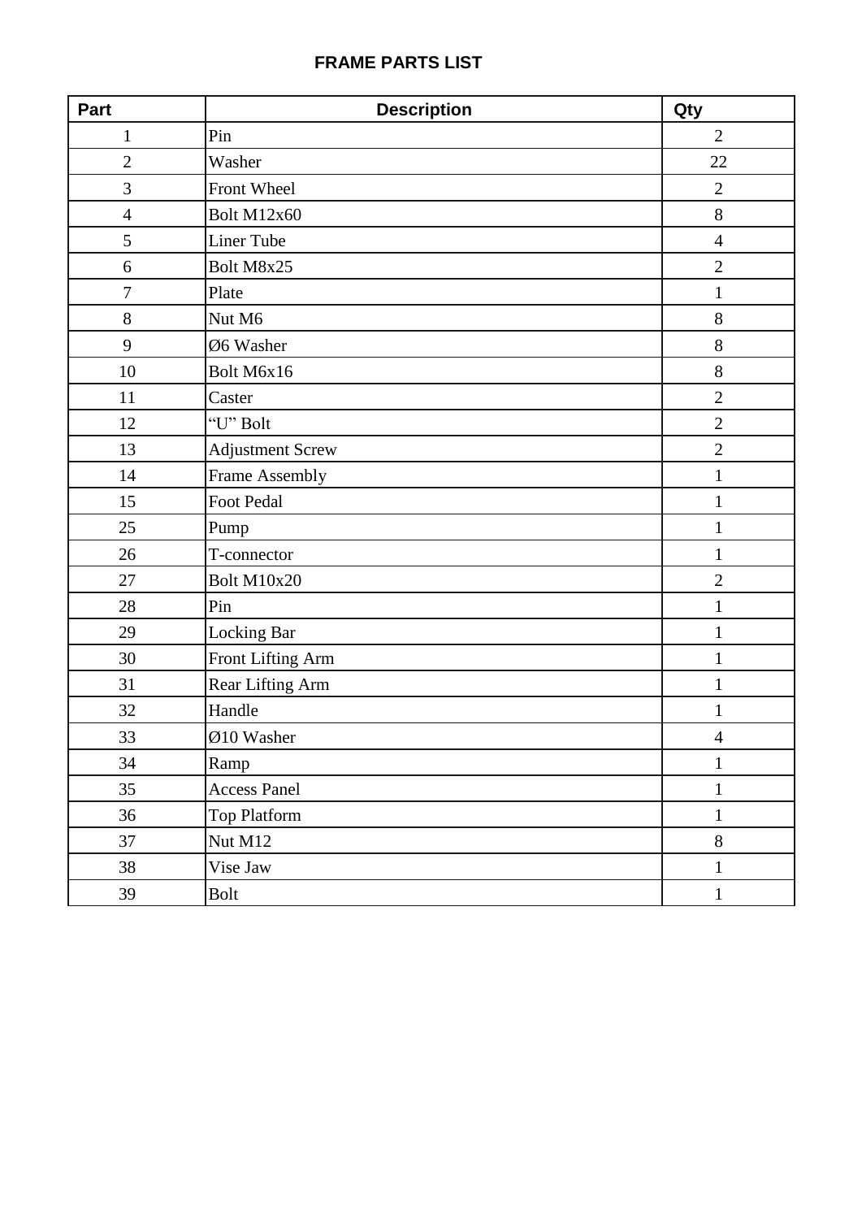## FRAME PARTS LIST

| Part | Description | Qty |
|---|---|---|
| 1 | Pin | 2 |
| 2 | Washer | 22 |
| 3 | Front Wheel | 2 |
| 4 | Bolt M12x60 | 8 |
| 5 | Liner Tube | 4 |
| 6 | Bolt M8x25 | 2 |
| 7 | Plate | 1 |
| 8 | Nut M6 | 8 |
| 9 | Ø6 Washer | 8 |
| 10 | Bolt M6x16 | 8 |
| 11 | Caster | 2 |
| 12 | “U” Bolt | 2 |
| 13 | Adjustment Screw | 2 |
| 14 | Frame Assembly | 1 |
| 15 | Foot Pedal | 1 |
| 25 | Pump | 1 |
| 26 | T-connector | 1 |
| 27 | Bolt M10x20 | 2 |
| 28 | Pin | 1 |
| 29 | Locking Bar | 1 |
| 30 | Front Lifting Arm | 1 |
| 31 | Rear Lifting Arm | 1 |
| 32 | Handle | 1 |
| 33 | Ø10 Washer | 4 |
| 34 | Ramp | 1 |
| 35 | Access Panel | 1 |
| 36 | Top Platform | 1 |
| 37 | Nut M12 | 8 |
| 38 | Vise Jaw | 1 |
| 39 | Bolt | 1 |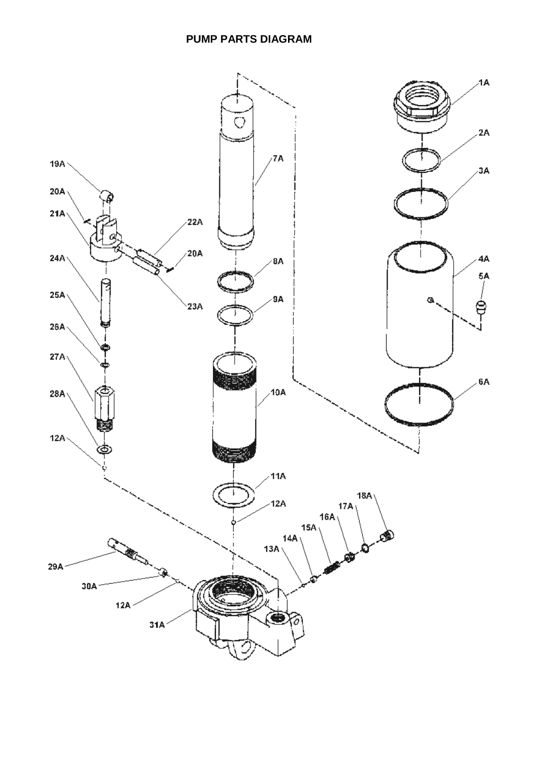# PUMP PARTS DIAGRAM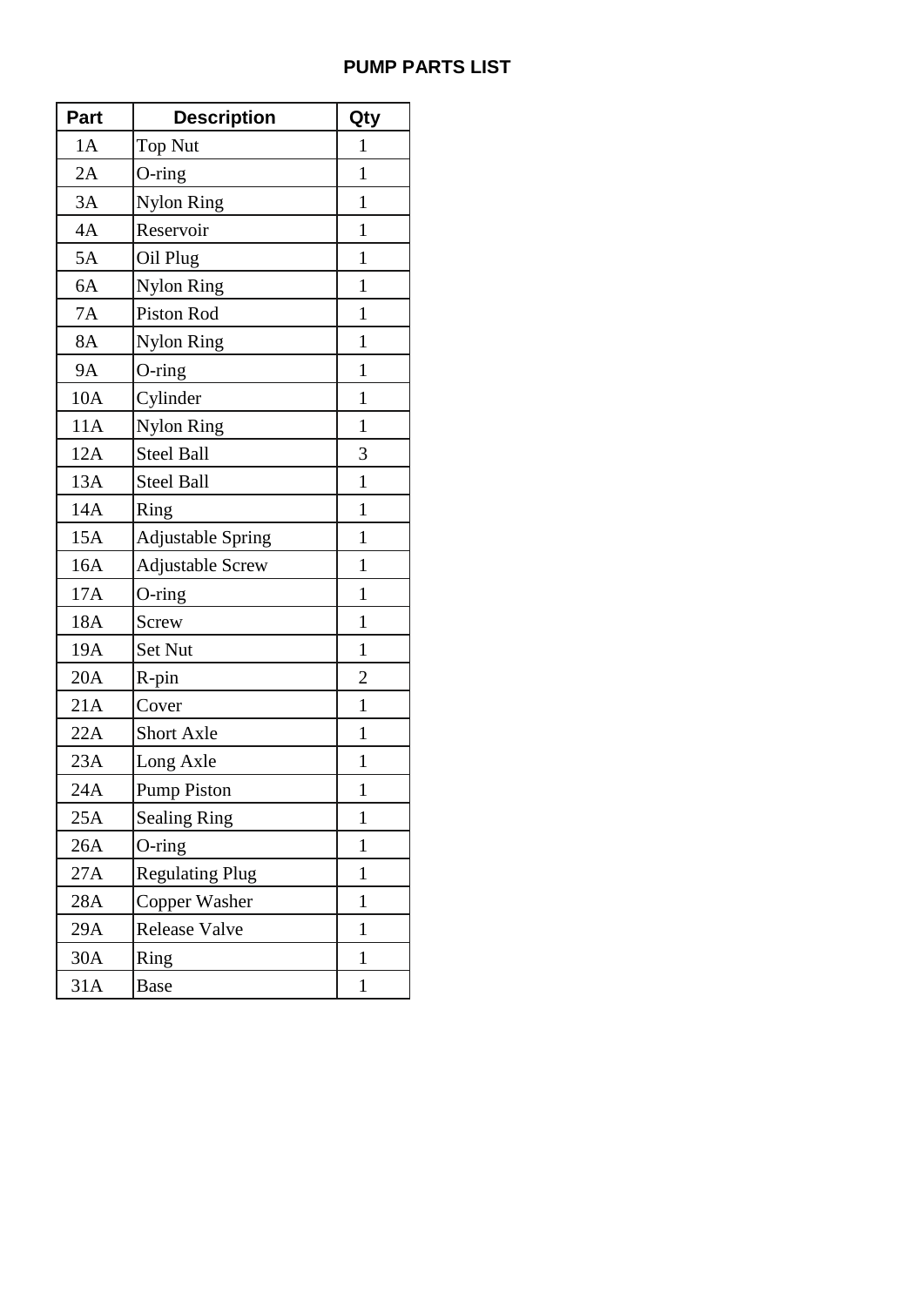# PUMP PARTS LIST

| Part | Description | Qty |
|---|---|---|
| 1A | Top Nut | 1 |
| 2A | O-ring | 1 |
| 3A | Nylon Ring | 1 |
| 4A | Reservoir | 1 |
| 5A | Oil Plug | 1 |
| 6A | Nylon Ring | 1 |
| 7A | Piston Rod | 1 |
| 8A | Nylon Ring | 1 |
| 9A | O-ring | 1 |
| 10A | Cylinder | 1 |
| 11A | Nylon Ring | 1 |
| 12A | Steel Ball | 3 |
| 13A | Steel Ball | 1 |
| 14A | Ring | 1 |
| 15A | Adjustable Spring | 1 |
| 16A | Adjustable Screw | 1 |
| 17A | O-ring | 1 |
| 18A | Screw | 1 |
| 19A | Set Nut | 1 |
| 20A | R-pin | 2 |
| 21A | Cover | 1 |
| 22A | Short Axle | 1 |
| 23A | Long Axle | 1 |
| 24A | Pump Piston | 1 |
| 25A | Sealing Ring | 1 |
| 26A | O-ring | 1 |
| 27A | Regulating Plug | 1 |
| 28A | Copper Washer | 1 |
| 29A | Release Valve | 1 |
| 30A | Ring | 1 |
| 31A | Base | 1 |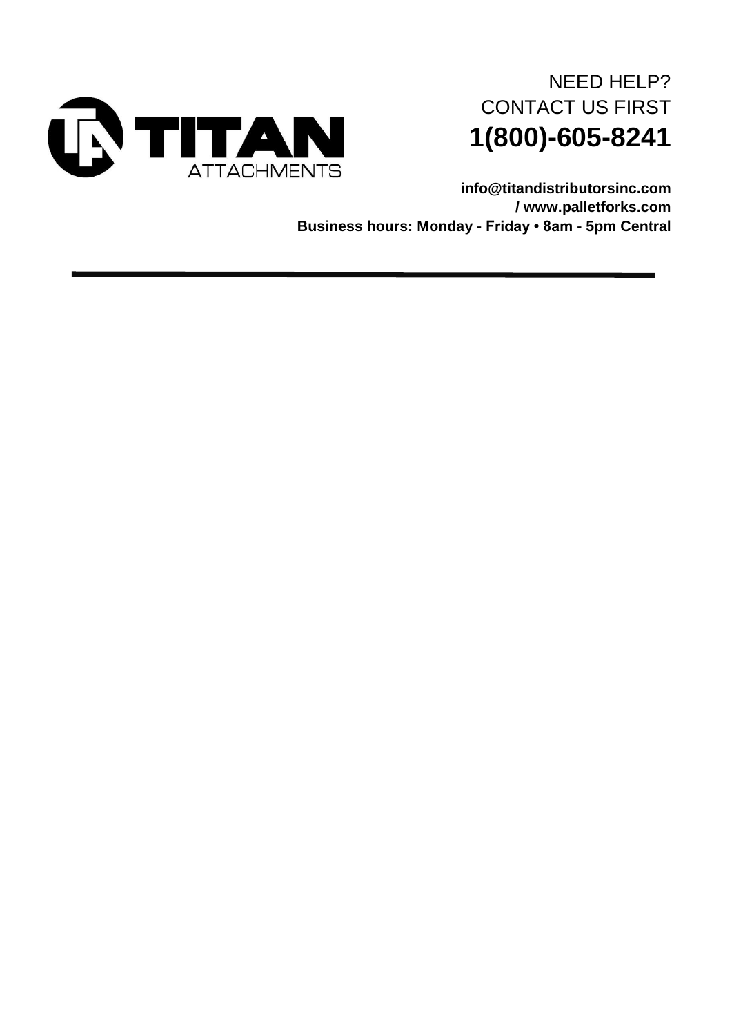TITAN ATTACHMENTS

NEED HELP?
CONTACT US FIRST
**1(800)-605-8241**

**info@titandistributorsinc.com**
**/ www.palletforks.com**
**Business hours: Monday - Friday • 8am - 5pm Central**